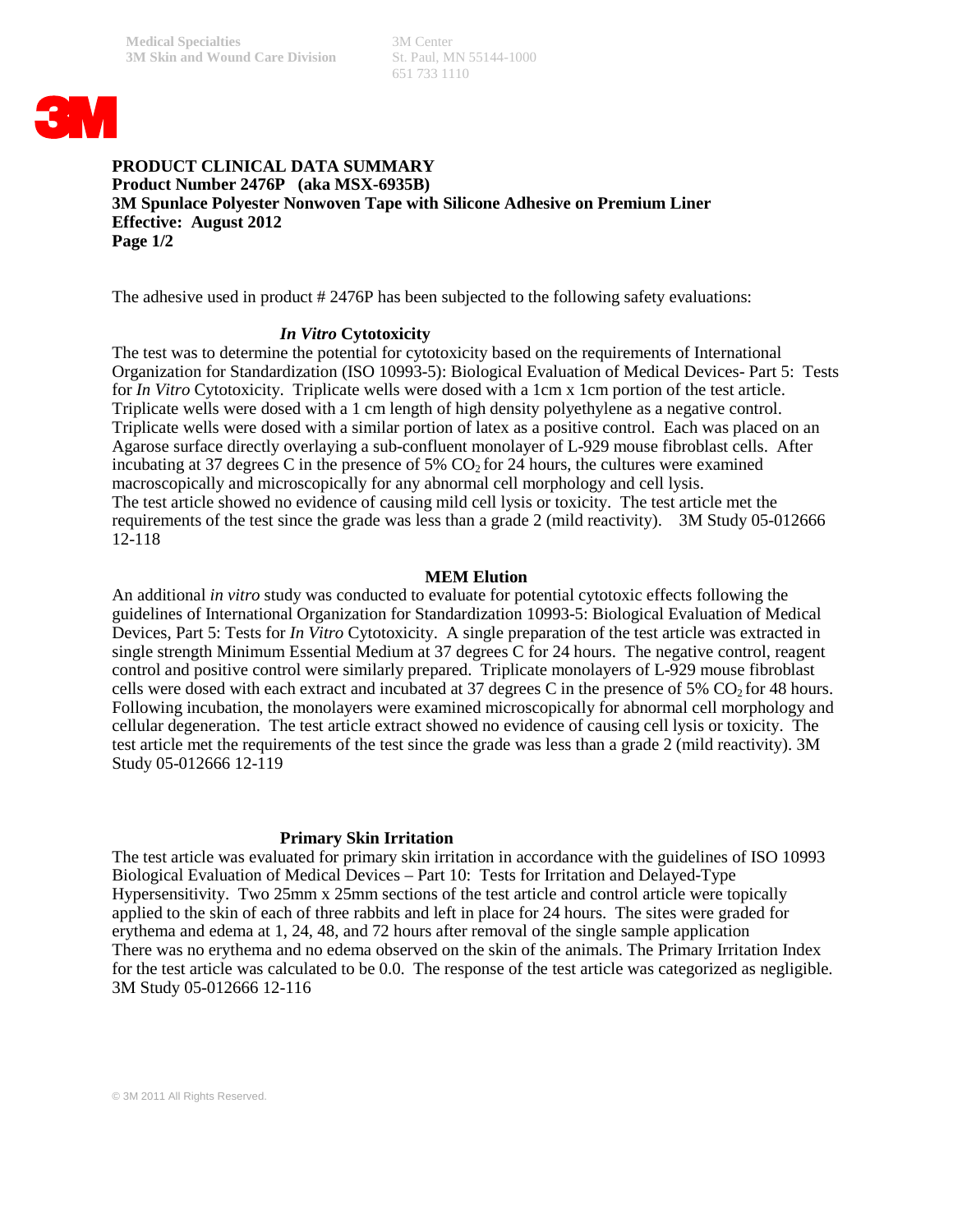Medical Specialties
3M Skin and Wound Care Division

3M Center
St. Paul, MN 55144-1000
651 733 1110

**PRODUCT CLINICAL DATA SUMMARY**
**Product Number 2476P (aka MSX-6935B)**
**3M Spunlace Polyester Nonwoven Tape with Silicone Adhesive on Premium Liner**
**Effective: August 2012**
**Page 1/2**

The adhesive used in product # 2476P has been subjected to the following safety evaluations:

### *In Vitro* Cytotoxicity

The test was to determine the potential for cytotoxicity based on the requirements of International Organization for Standardization (ISO 10993-5): Biological Evaluation of Medical Devices- Part 5: Tests for *In Vitro* Cytotoxicity. Triplicate wells were dosed with a 1cm x 1cm portion of the test article. Triplicate wells were dosed with a 1 cm length of high density polyethylene as a negative control. Triplicate wells were dosed with a similar portion of latex as a positive control. Each was placed on an Agarose surface directly overlaying a sub-confluent monolayer of L-929 mouse fibroblast cells. After incubating at 37 degrees C in the presence of 5% $CO_2$ for 24 hours, the cultures were examined macroscopically and microscopically for any abnormal cell morphology and cell lysis.
The test article showed no evidence of causing mild cell lysis or toxicity. The test article met the requirements of the test since the grade was less than a grade 2 (mild reactivity). 3M Study 05-012666 12-118

### MEM Elution

An additional *in vitro* study was conducted to evaluate for potential cytotoxic effects following the guidelines of International Organization for Standardization 10993-5: Biological Evaluation of Medical Devices, Part 5: Tests for *In Vitro* Cytotoxicity. A single preparation of the test article was extracted in single strength Minimum Essential Medium at 37 degrees C for 24 hours. The negative control, reagent control and positive control were similarly prepared. Triplicate monolayers of L-929 mouse fibroblast cells were dosed with each extract and incubated at 37 degrees C in the presence of 5% $CO_2$ for 48 hours. Following incubation, the monolayers were examined microscopically for abnormal cell morphology and cellular degeneration. The test article extract showed no evidence of causing cell lysis or toxicity. The test article met the requirements of the test since the grade was less than a grade 2 (mild reactivity). 3M Study 05-012666 12-119

### Primary Skin Irritation

The test article was evaluated for primary skin irritation in accordance with the guidelines of ISO 10993 Biological Evaluation of Medical Devices – Part 10: Tests for Irritation and Delayed-Type Hypersensitivity. Two 25mm x 25mm sections of the test article and control article were topically applied to the skin of each of three rabbits and left in place for 24 hours. The sites were graded for erythema and edema at 1, 24, 48, and 72 hours after removal of the single sample application
There was no erythema and no edema observed on the skin of the animals. The Primary Irritation Index for the test article was calculated to be 0.0. The response of the test article was categorized as negligible. 3M Study 05-012666 12-116

© 3M 2011 All Rights Reserved.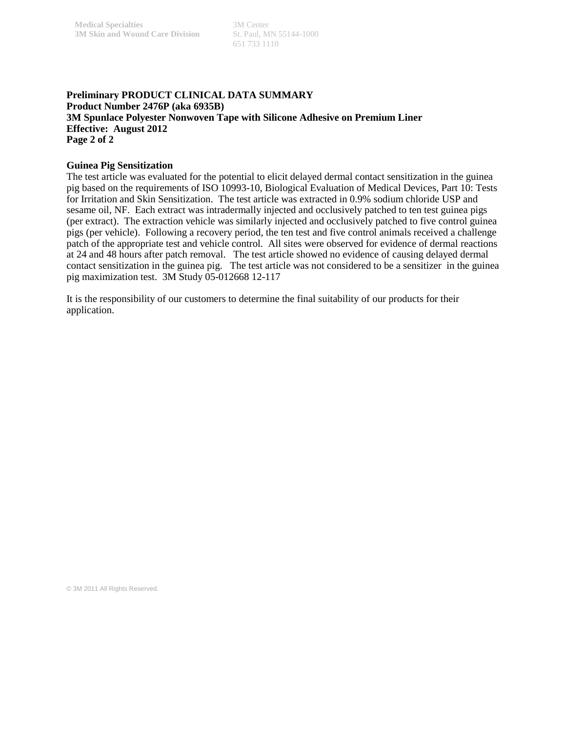**Preliminary PRODUCT CLINICAL DATA SUMMARY**
**Product Number 2476P (aka 6935B)**
**3M Spunlace Polyester Nonwoven Tape with Silicone Adhesive on Premium Liner**
**Effective: August 2012**

## Guinea Pig Sensitization

The test article was evaluated for the potential to elicit delayed dermal contact sensitization in the guinea pig based on the requirements of ISO 10993-10, Biological Evaluation of Medical Devices, Part 10: Tests for Irritation and Skin Sensitization. The test article was extracted in 0.9% sodium chloride USP and sesame oil, NF. Each extract was intradermally injected and occlusively patched to ten test guinea pigs (per extract). The extraction vehicle was similarly injected and occlusively patched to five control guinea pigs (per vehicle). Following a recovery period, the ten test and five control animals received a challenge patch of the appropriate test and vehicle control. All sites were observed for evidence of dermal reactions at 24 and 48 hours after patch removal. The test article showed no evidence of causing delayed dermal contact sensitization in the guinea pig. The test article was not considered to be a sensitizer in the guinea pig maximization test. 3M Study 05-012668 12-117

It is the responsibility of our customers to determine the final suitability of our products for their application.